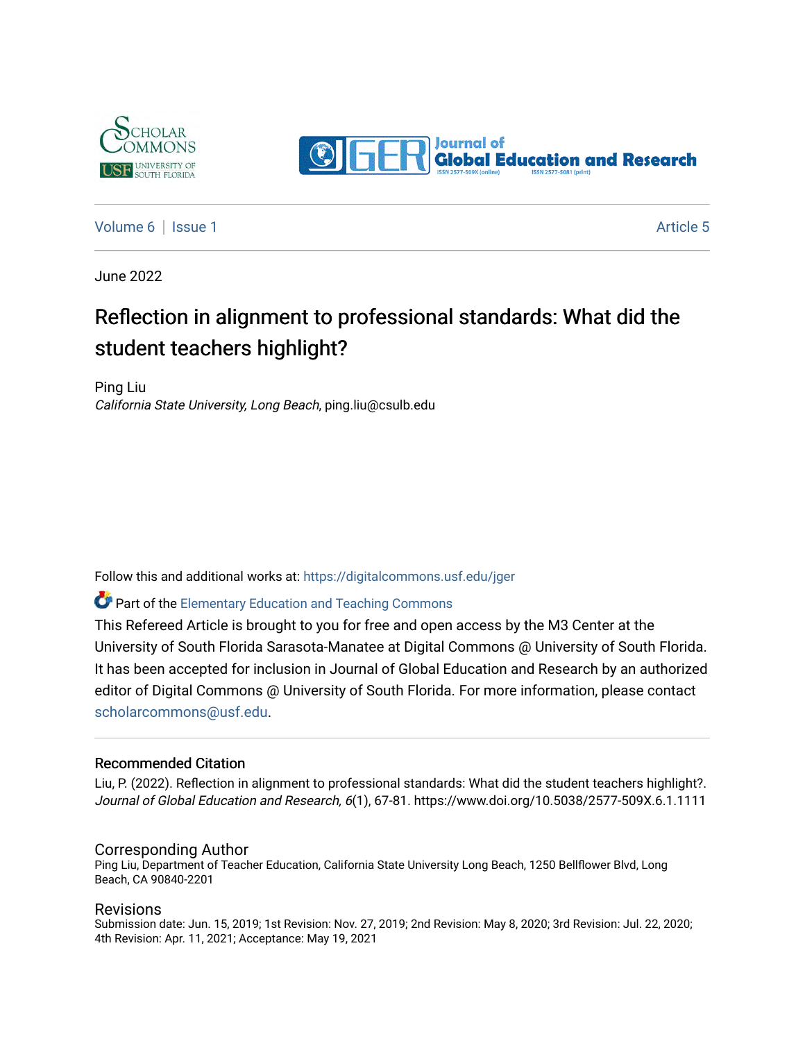Volume 6 | Issue 1 Article 5

June 2022

# Reflection in alignment to professional standards: What did the student teachers highlight?

Ping Liu
*California State University, Long Beach*, ping.liu@csulb.edu

Follow this and additional works at: https://digitalcommons.usf.edu/jger

Part of the Elementary Education and Teaching Commons

This Refereed Article is brought to you for free and open access by the M3 Center at the University of South Florida Sarasota-Manatee at Digital Commons @ University of South Florida. It has been accepted for inclusion in Journal of Global Education and Research by an authorized editor of Digital Commons @ University of South Florida. For more information, please contact scholarcommons@usf.edu.

## Recommended Citation

Liu, P. (2022). Reflection in alignment to professional standards: What did the student teachers highlight?. *Journal of Global Education and Research, 6*(1), 67-81. https://www.doi.org/10.5038/2577-509X.6.1.1111

## Corresponding Author

Ping Liu, Department of Teacher Education, California State University Long Beach, 1250 Bellflower Blvd, Long Beach, CA 90840-2201

## Revisions

Submission date: Jun. 15, 2019; 1st Revision: Nov. 27, 2019; 2nd Revision: May 8, 2020; 3rd Revision: Jul. 22, 2020; 4th Revision: Apr. 11, 2021; Acceptance: May 19, 2021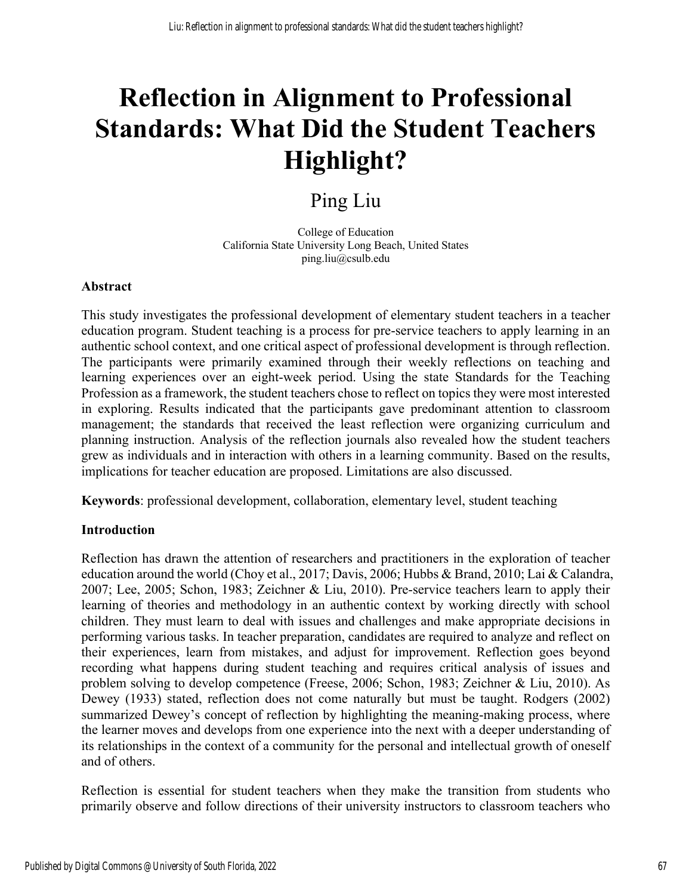# Reflection in Alignment to Professional Standards: What Did the Student Teachers Highlight?

Ping Liu

College of Education
California State University Long Beach, United States
ping.liu@csulb.edu

**Abstract**

This study investigates the professional development of elementary student teachers in a teacher education program. Student teaching is a process for pre-service teachers to apply learning in an authentic school context, and one critical aspect of professional development is through reflection. The participants were primarily examined through their weekly reflections on teaching and learning experiences over an eight-week period. Using the state Standards for the Teaching Profession as a framework, the student teachers chose to reflect on topics they were most interested in exploring. Results indicated that the participants gave predominant attention to classroom management; the standards that received the least reflection were organizing curriculum and planning instruction. Analysis of the reflection journals also revealed how the student teachers grew as individuals and in interaction with others in a learning community. Based on the results, implications for teacher education are proposed. Limitations are also discussed.

**Keywords**: professional development, collaboration, elementary level, student teaching

**Introduction**

Reflection has drawn the attention of researchers and practitioners in the exploration of teacher education around the world (Choy et al., 2017; Davis, 2006; Hubbs & Brand, 2010; Lai & Calandra, 2007; Lee, 2005; Schon, 1983; Zeichner & Liu, 2010). Pre-service teachers learn to apply their learning of theories and methodology in an authentic context by working directly with school children. They must learn to deal with issues and challenges and make appropriate decisions in performing various tasks. In teacher preparation, candidates are required to analyze and reflect on their experiences, learn from mistakes, and adjust for improvement. Reflection goes beyond recording what happens during student teaching and requires critical analysis of issues and problem solving to develop competence (Freese, 2006; Schon, 1983; Zeichner & Liu, 2010). As Dewey (1933) stated, reflection does not come naturally but must be taught. Rodgers (2002) summarized Dewey's concept of reflection by highlighting the meaning-making process, where the learner moves and develops from one experience into the next with a deeper understanding of its relationships in the context of a community for the personal and intellectual growth of oneself and of others.

Reflection is essential for student teachers when they make the transition from students who primarily observe and follow directions of their university instructors to classroom teachers who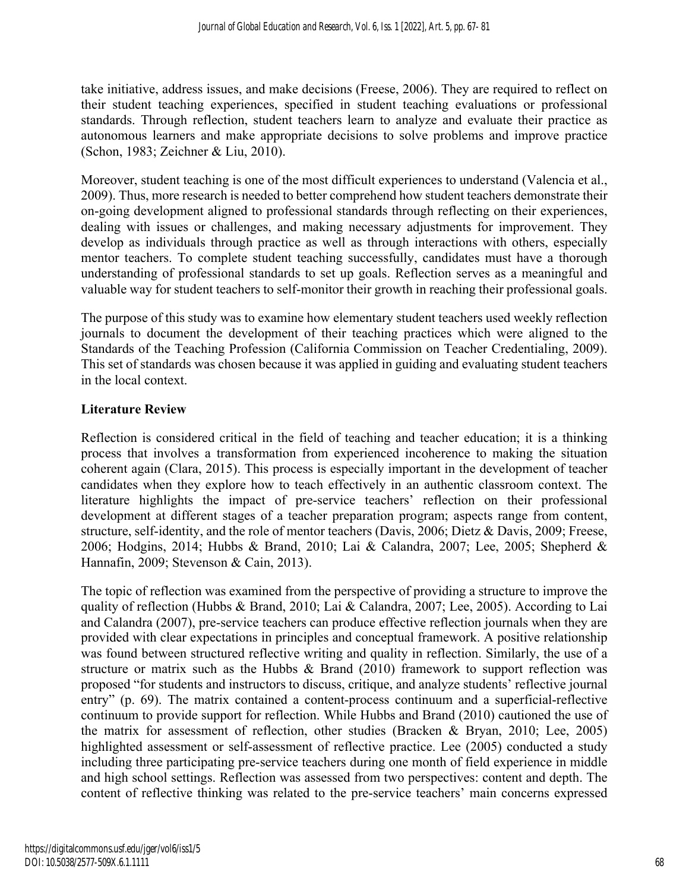take initiative, address issues, and make decisions (Freese, 2006). They are required to reflect on their student teaching experiences, specified in student teaching evaluations or professional standards. Through reflection, student teachers learn to analyze and evaluate their practice as autonomous learners and make appropriate decisions to solve problems and improve practice (Schon, 1983; Zeichner & Liu, 2010).

Moreover, student teaching is one of the most difficult experiences to understand (Valencia et al., 2009). Thus, more research is needed to better comprehend how student teachers demonstrate their on-going development aligned to professional standards through reflecting on their experiences, dealing with issues or challenges, and making necessary adjustments for improvement. They develop as individuals through practice as well as through interactions with others, especially mentor teachers. To complete student teaching successfully, candidates must have a thorough understanding of professional standards to set up goals. Reflection serves as a meaningful and valuable way for student teachers to self-monitor their growth in reaching their professional goals.

The purpose of this study was to examine how elementary student teachers used weekly reflection journals to document the development of their teaching practices which were aligned to the Standards of the Teaching Profession (California Commission on Teacher Credentialing, 2009). This set of standards was chosen because it was applied in guiding and evaluating student teachers in the local context.

## Literature Review

Reflection is considered critical in the field of teaching and teacher education; it is a thinking process that involves a transformation from experienced incoherence to making the situation coherent again (Clara, 2015). This process is especially important in the development of teacher candidates when they explore how to teach effectively in an authentic classroom context. The literature highlights the impact of pre-service teachers' reflection on their professional development at different stages of a teacher preparation program; aspects range from content, structure, self-identity, and the role of mentor teachers (Davis, 2006; Dietz & Davis, 2009; Freese, 2006; Hodgins, 2014; Hubbs & Brand, 2010; Lai & Calandra, 2007; Lee, 2005; Shepherd & Hannafin, 2009; Stevenson & Cain, 2013).

The topic of reflection was examined from the perspective of providing a structure to improve the quality of reflection (Hubbs & Brand, 2010; Lai & Calandra, 2007; Lee, 2005). According to Lai and Calandra (2007), pre-service teachers can produce effective reflection journals when they are provided with clear expectations in principles and conceptual framework. A positive relationship was found between structured reflective writing and quality in reflection. Similarly, the use of a structure or matrix such as the Hubbs & Brand (2010) framework to support reflection was proposed "for students and instructors to discuss, critique, and analyze students' reflective journal entry" (p. 69). The matrix contained a content-process continuum and a superficial-reflective continuum to provide support for reflection. While Hubbs and Brand (2010) cautioned the use of the matrix for assessment of reflection, other studies (Bracken & Bryan, 2010; Lee, 2005) highlighted assessment or self-assessment of reflective practice. Lee (2005) conducted a study including three participating pre-service teachers during one month of field experience in middle and high school settings. Reflection was assessed from two perspectives: content and depth. The content of reflective thinking was related to the pre-service teachers' main concerns expressed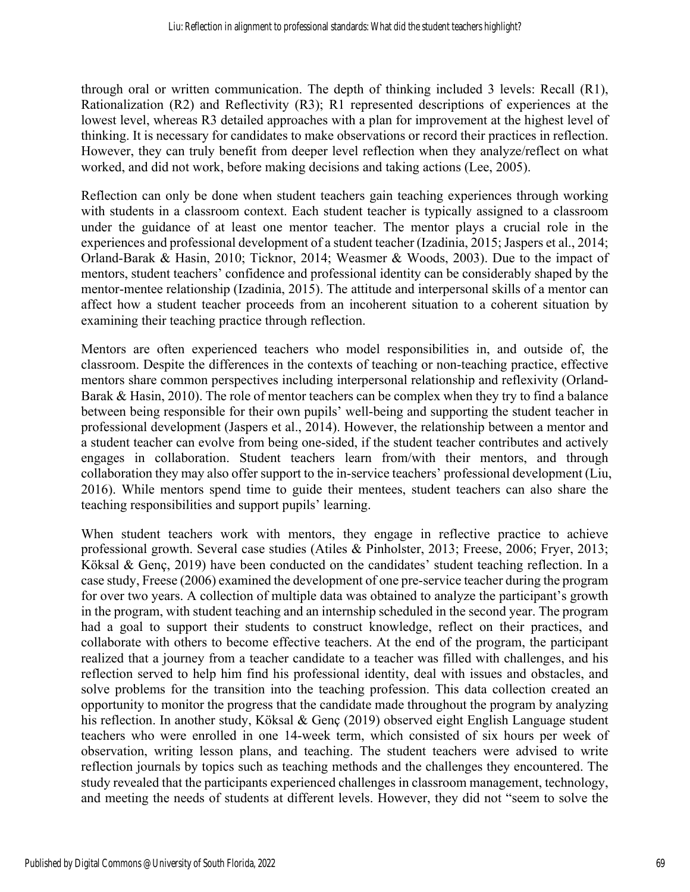through oral or written communication. The depth of thinking included 3 levels: Recall (R1), Rationalization (R2) and Reflectivity (R3); R1 represented descriptions of experiences at the lowest level, whereas R3 detailed approaches with a plan for improvement at the highest level of thinking. It is necessary for candidates to make observations or record their practices in reflection. However, they can truly benefit from deeper level reflection when they analyze/reflect on what worked, and did not work, before making decisions and taking actions (Lee, 2005).

Reflection can only be done when student teachers gain teaching experiences through working with students in a classroom context. Each student teacher is typically assigned to a classroom under the guidance of at least one mentor teacher. The mentor plays a crucial role in the experiences and professional development of a student teacher (Izadinia, 2015; Jaspers et al., 2014; Orland-Barak & Hasin, 2010; Ticknor, 2014; Weasmer & Woods, 2003). Due to the impact of mentors, student teachers' confidence and professional identity can be considerably shaped by the mentor-mentee relationship (Izadinia, 2015). The attitude and interpersonal skills of a mentor can affect how a student teacher proceeds from an incoherent situation to a coherent situation by examining their teaching practice through reflection.

Mentors are often experienced teachers who model responsibilities in, and outside of, the classroom. Despite the differences in the contexts of teaching or non-teaching practice, effective mentors share common perspectives including interpersonal relationship and reflexivity (Orland-Barak & Hasin, 2010). The role of mentor teachers can be complex when they try to find a balance between being responsible for their own pupils' well-being and supporting the student teacher in professional development (Jaspers et al., 2014). However, the relationship between a mentor and a student teacher can evolve from being one-sided, if the student teacher contributes and actively engages in collaboration. Student teachers learn from/with their mentors, and through collaboration they may also offer support to the in-service teachers' professional development (Liu, 2016). While mentors spend time to guide their mentees, student teachers can also share the teaching responsibilities and support pupils' learning.

When student teachers work with mentors, they engage in reflective practice to achieve professional growth. Several case studies (Atiles & Pinholster, 2013; Freese, 2006; Fryer, 2013; Köksal & Genç, 2019) have been conducted on the candidates' student teaching reflection. In a case study, Freese (2006) examined the development of one pre-service teacher during the program for over two years. A collection of multiple data was obtained to analyze the participant's growth in the program, with student teaching and an internship scheduled in the second year. The program had a goal to support their students to construct knowledge, reflect on their practices, and collaborate with others to become effective teachers. At the end of the program, the participant realized that a journey from a teacher candidate to a teacher was filled with challenges, and his reflection served to help him find his professional identity, deal with issues and obstacles, and solve problems for the transition into the teaching profession. This data collection created an opportunity to monitor the progress that the candidate made throughout the program by analyzing his reflection. In another study, Köksal & Genç (2019) observed eight English Language student teachers who were enrolled in one 14-week term, which consisted of six hours per week of observation, writing lesson plans, and teaching. The student teachers were advised to write reflection journals by topics such as teaching methods and the challenges they encountered. The study revealed that the participants experienced challenges in classroom management, technology, and meeting the needs of students at different levels. However, they did not "seem to solve the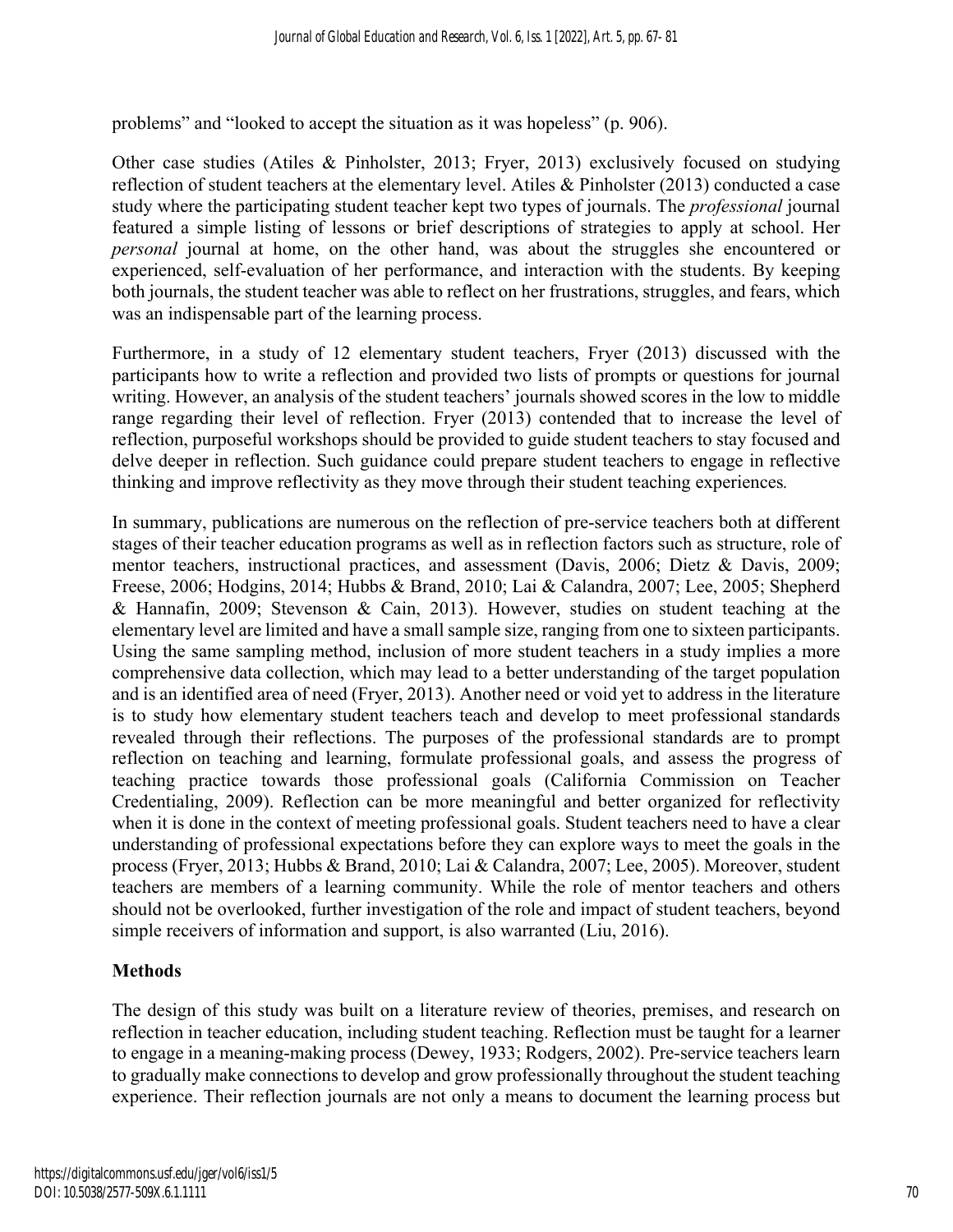problems" and "looked to accept the situation as it was hopeless" (p. 906).

Other case studies (Atiles & Pinholster, 2013; Fryer, 2013) exclusively focused on studying reflection of student teachers at the elementary level. Atiles & Pinholster (2013) conducted a case study where the participating student teacher kept two types of journals. The *professional* journal featured a simple listing of lessons or brief descriptions of strategies to apply at school. Her *personal* journal at home, on the other hand, was about the struggles she encountered or experienced, self-evaluation of her performance, and interaction with the students. By keeping both journals, the student teacher was able to reflect on her frustrations, struggles, and fears, which was an indispensable part of the learning process.

Furthermore, in a study of 12 elementary student teachers, Fryer (2013) discussed with the participants how to write a reflection and provided two lists of prompts or questions for journal writing. However, an analysis of the student teachers' journals showed scores in the low to middle range regarding their level of reflection. Fryer (2013) contended that to increase the level of reflection, purposeful workshops should be provided to guide student teachers to stay focused and delve deeper in reflection. Such guidance could prepare student teachers to engage in reflective thinking and improve reflectivity as they move through their student teaching experiences.

In summary, publications are numerous on the reflection of pre-service teachers both at different stages of their teacher education programs as well as in reflection factors such as structure, role of mentor teachers, instructional practices, and assessment (Davis, 2006; Dietz & Davis, 2009; Freese, 2006; Hodgins, 2014; Hubbs & Brand, 2010; Lai & Calandra, 2007; Lee, 2005; Shepherd & Hannafin, 2009; Stevenson & Cain, 2013). However, studies on student teaching at the elementary level are limited and have a small sample size, ranging from one to sixteen participants. Using the same sampling method, inclusion of more student teachers in a study implies a more comprehensive data collection, which may lead to a better understanding of the target population and is an identified area of need (Fryer, 2013). Another need or void yet to address in the literature is to study how elementary student teachers teach and develop to meet professional standards revealed through their reflections. The purposes of the professional standards are to prompt reflection on teaching and learning, formulate professional goals, and assess the progress of teaching practice towards those professional goals (California Commission on Teacher Credentialing, 2009). Reflection can be more meaningful and better organized for reflectivity when it is done in the context of meeting professional goals. Student teachers need to have a clear understanding of professional expectations before they can explore ways to meet the goals in the process (Fryer, 2013; Hubbs & Brand, 2010; Lai & Calandra, 2007; Lee, 2005). Moreover, student teachers are members of a learning community. While the role of mentor teachers and others should not be overlooked, further investigation of the role and impact of student teachers, beyond simple receivers of information and support, is also warranted (Liu, 2016).

## Methods

The design of this study was built on a literature review of theories, premises, and research on reflection in teacher education, including student teaching. Reflection must be taught for a learner to engage in a meaning-making process (Dewey, 1933; Rodgers, 2002). Pre-service teachers learn to gradually make connections to develop and grow professionally throughout the student teaching experience. Their reflection journals are not only a means to document the learning process but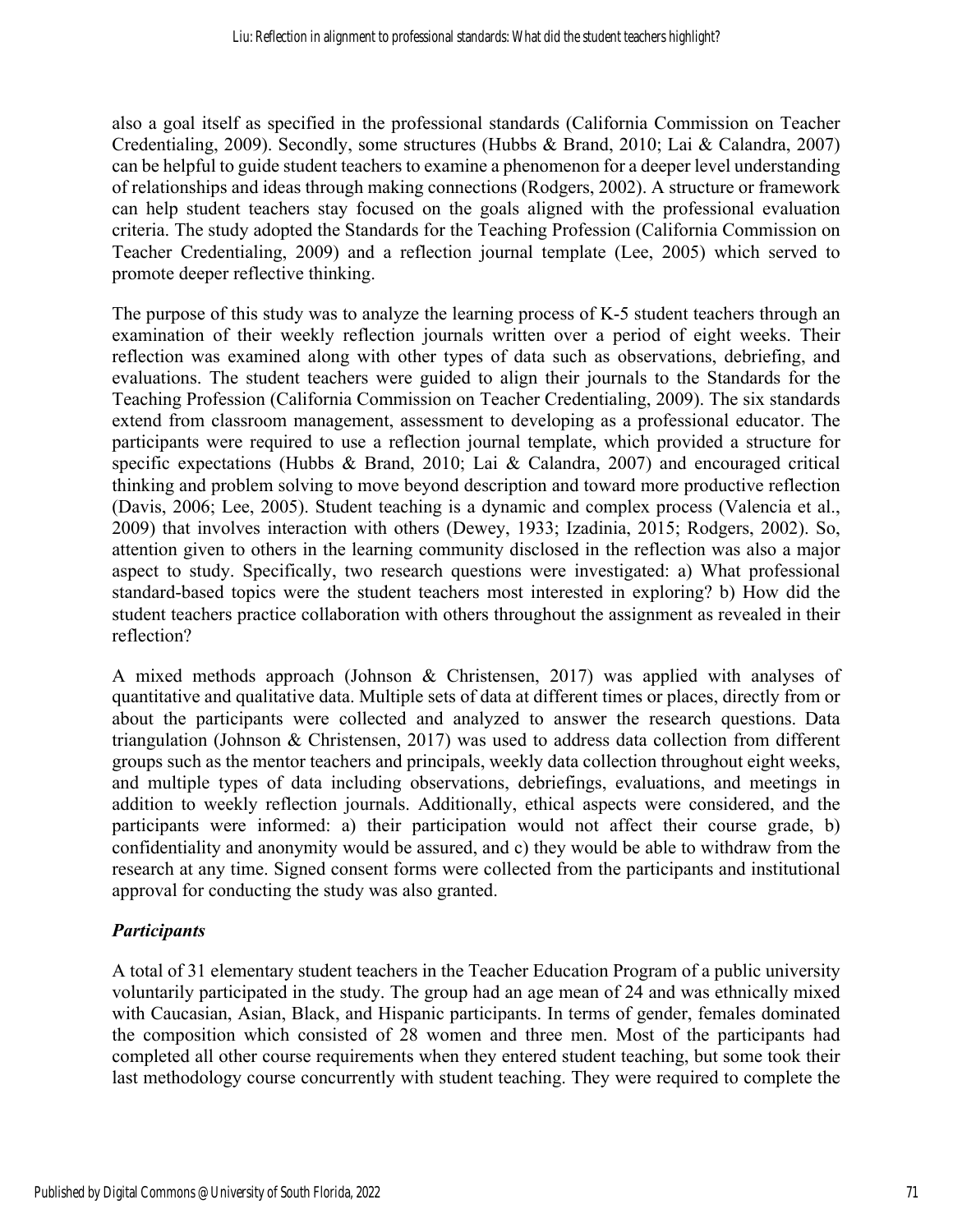also a goal itself as specified in the professional standards (California Commission on Teacher Credentialing, 2009). Secondly, some structures (Hubbs & Brand, 2010; Lai & Calandra, 2007) can be helpful to guide student teachers to examine a phenomenon for a deeper level understanding of relationships and ideas through making connections (Rodgers, 2002). A structure or framework can help student teachers stay focused on the goals aligned with the professional evaluation criteria. The study adopted the Standards for the Teaching Profession (California Commission on Teacher Credentialing, 2009) and a reflection journal template (Lee, 2005) which served to promote deeper reflective thinking.

The purpose of this study was to analyze the learning process of K-5 student teachers through an examination of their weekly reflection journals written over a period of eight weeks. Their reflection was examined along with other types of data such as observations, debriefing, and evaluations. The student teachers were guided to align their journals to the Standards for the Teaching Profession (California Commission on Teacher Credentialing, 2009). The six standards extend from classroom management, assessment to developing as a professional educator. The participants were required to use a reflection journal template, which provided a structure for specific expectations (Hubbs & Brand, 2010; Lai & Calandra, 2007) and encouraged critical thinking and problem solving to move beyond description and toward more productive reflection (Davis, 2006; Lee, 2005). Student teaching is a dynamic and complex process (Valencia et al., 2009) that involves interaction with others (Dewey, 1933; Izadinia, 2015; Rodgers, 2002). So, attention given to others in the learning community disclosed in the reflection was also a major aspect to study. Specifically, two research questions were investigated: a) What professional standard-based topics were the student teachers most interested in exploring? b) How did the student teachers practice collaboration with others throughout the assignment as revealed in their reflection?

A mixed methods approach (Johnson & Christensen, 2017) was applied with analyses of quantitative and qualitative data. Multiple sets of data at different times or places, directly from or about the participants were collected and analyzed to answer the research questions. Data triangulation (Johnson & Christensen, 2017) was used to address data collection from different groups such as the mentor teachers and principals, weekly data collection throughout eight weeks, and multiple types of data including observations, debriefings, evaluations, and meetings in addition to weekly reflection journals. Additionally, ethical aspects were considered, and the participants were informed: a) their participation would not affect their course grade, b) confidentiality and anonymity would be assured, and c) they would be able to withdraw from the research at any time. Signed consent forms were collected from the participants and institutional approval for conducting the study was also granted.

### *Participants*

A total of 31 elementary student teachers in the Teacher Education Program of a public university voluntarily participated in the study. The group had an age mean of 24 and was ethnically mixed with Caucasian, Asian, Black, and Hispanic participants. In terms of gender, females dominated the composition which consisted of 28 women and three men. Most of the participants had completed all other course requirements when they entered student teaching, but some took their last methodology course concurrently with student teaching. They were required to complete the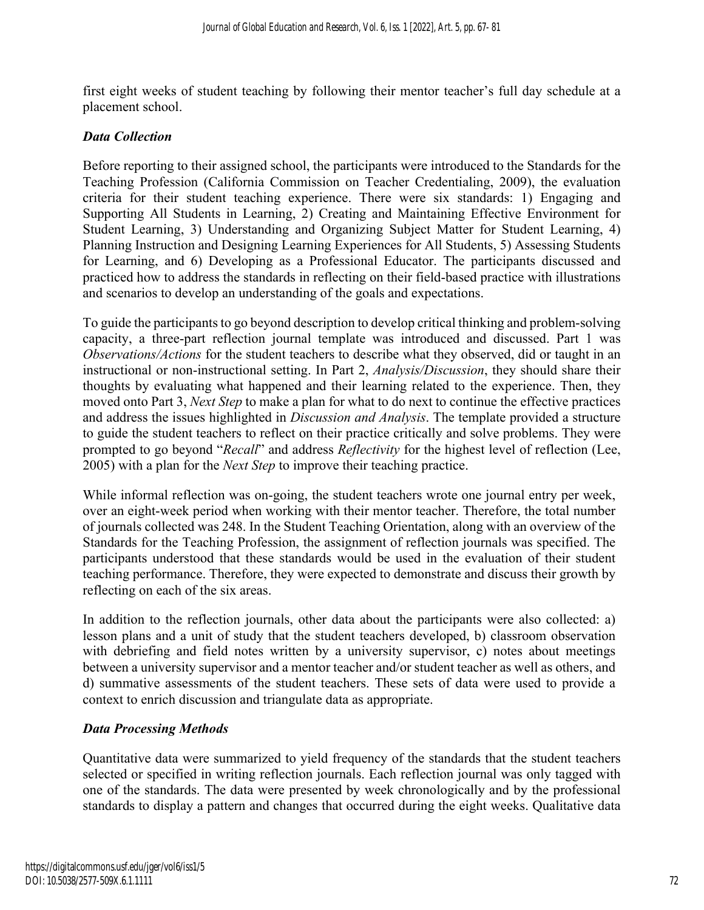first eight weeks of student teaching by following their mentor teacher's full day schedule at a placement school.

### *Data Collection*

Before reporting to their assigned school, the participants were introduced to the Standards for the Teaching Profession (California Commission on Teacher Credentialing, 2009), the evaluation criteria for their student teaching experience. There were six standards: 1) Engaging and Supporting All Students in Learning, 2) Creating and Maintaining Effective Environment for Student Learning, 3) Understanding and Organizing Subject Matter for Student Learning, 4) Planning Instruction and Designing Learning Experiences for All Students, 5) Assessing Students for Learning, and 6) Developing as a Professional Educator. The participants discussed and practiced how to address the standards in reflecting on their field-based practice with illustrations and scenarios to develop an understanding of the goals and expectations.

To guide the participants to go beyond description to develop critical thinking and problem-solving capacity, a three-part reflection journal template was introduced and discussed. Part 1 was *Observations/Actions* for the student teachers to describe what they observed, did or taught in an instructional or non-instructional setting. In Part 2, *Analysis/Discussion*, they should share their thoughts by evaluating what happened and their learning related to the experience. Then, they moved onto Part 3, *Next Step* to make a plan for what to do next to continue the effective practices and address the issues highlighted in *Discussion and Analysis*. The template provided a structure to guide the student teachers to reflect on their practice critically and solve problems. They were prompted to go beyond "*Recall*" and address *Reflectivity* for the highest level of reflection (Lee, 2005) with a plan for the *Next Step* to improve their teaching practice.

While informal reflection was on-going, the student teachers wrote one journal entry per week, over an eight-week period when working with their mentor teacher. Therefore, the total number of journals collected was 248. In the Student Teaching Orientation, along with an overview of the Standards for the Teaching Profession, the assignment of reflection journals was specified. The participants understood that these standards would be used in the evaluation of their student teaching performance. Therefore, they were expected to demonstrate and discuss their growth by reflecting on each of the six areas.

In addition to the reflection journals, other data about the participants were also collected: a) lesson plans and a unit of study that the student teachers developed, b) classroom observation with debriefing and field notes written by a university supervisor, c) notes about meetings between a university supervisor and a mentor teacher and/or student teacher as well as others, and d) summative assessments of the student teachers. These sets of data were used to provide a context to enrich discussion and triangulate data as appropriate.

### *Data Processing Methods*

Quantitative data were summarized to yield frequency of the standards that the student teachers selected or specified in writing reflection journals. Each reflection journal was only tagged with one of the standards. The data were presented by week chronologically and by the professional standards to display a pattern and changes that occurred during the eight weeks. Qualitative data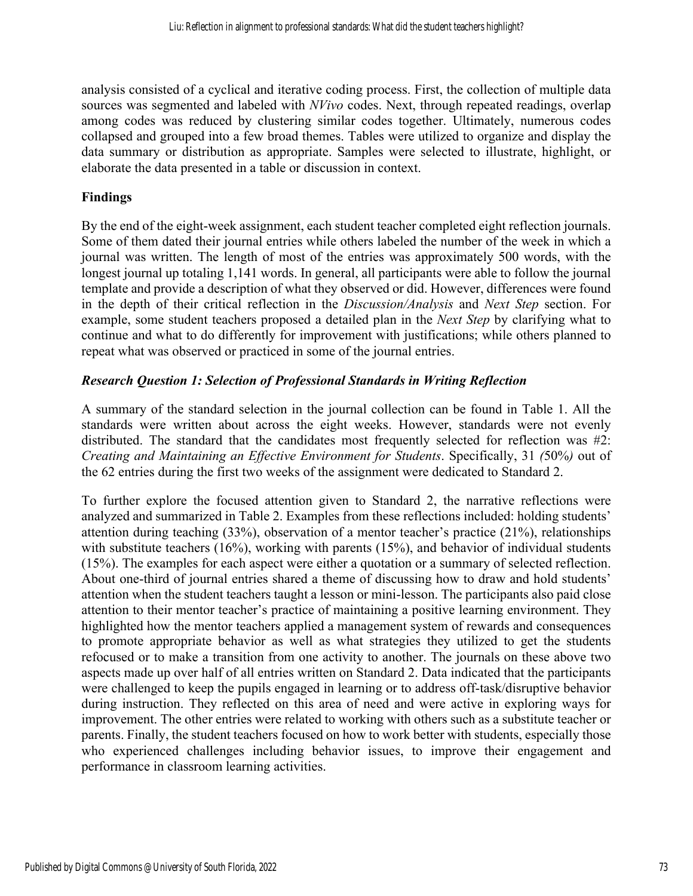analysis consisted of a cyclical and iterative coding process. First, the collection of multiple data sources was segmented and labeled with *NVivo* codes. Next, through repeated readings, overlap among codes was reduced by clustering similar codes together. Ultimately, numerous codes collapsed and grouped into a few broad themes. Tables were utilized to organize and display the data summary or distribution as appropriate. Samples were selected to illustrate, highlight, or elaborate the data presented in a table or discussion in context.

## Findings

By the end of the eight-week assignment, each student teacher completed eight reflection journals. Some of them dated their journal entries while others labeled the number of the week in which a journal was written. The length of most of the entries was approximately 500 words, with the longest journal up totaling 1,141 words. In general, all participants were able to follow the journal template and provide a description of what they observed or did. However, differences were found in the depth of their critical reflection in the *Discussion/Analysis* and *Next Step* section. For example, some student teachers proposed a detailed plan in the *Next Step* by clarifying what to continue and what to do differently for improvement with justifications; while others planned to repeat what was observed or practiced in some of the journal entries.

### *Research Question 1: Selection of Professional Standards in Writing Reflection*

A summary of the standard selection in the journal collection can be found in Table 1. All the standards were written about across the eight weeks. However, standards were not evenly distributed. The standard that the candidates most frequently selected for reflection was #2: *Creating and Maintaining an Effective Environment for Students*. Specifically, 31 *(*50%*)* out of the 62 entries during the first two weeks of the assignment were dedicated to Standard 2.

To further explore the focused attention given to Standard 2, the narrative reflections were analyzed and summarized in Table 2. Examples from these reflections included: holding students' attention during teaching (33%), observation of a mentor teacher's practice (21%), relationships with substitute teachers (16%), working with parents (15%), and behavior of individual students (15%). The examples for each aspect were either a quotation or a summary of selected reflection. About one-third of journal entries shared a theme of discussing how to draw and hold students' attention when the student teachers taught a lesson or mini-lesson. The participants also paid close attention to their mentor teacher's practice of maintaining a positive learning environment. They highlighted how the mentor teachers applied a management system of rewards and consequences to promote appropriate behavior as well as what strategies they utilized to get the students refocused or to make a transition from one activity to another. The journals on these above two aspects made up over half of all entries written on Standard 2. Data indicated that the participants were challenged to keep the pupils engaged in learning or to address off-task/disruptive behavior during instruction. They reflected on this area of need and were active in exploring ways for improvement. The other entries were related to working with others such as a substitute teacher or parents. Finally, the student teachers focused on how to work better with students, especially those who experienced challenges including behavior issues, to improve their engagement and performance in classroom learning activities.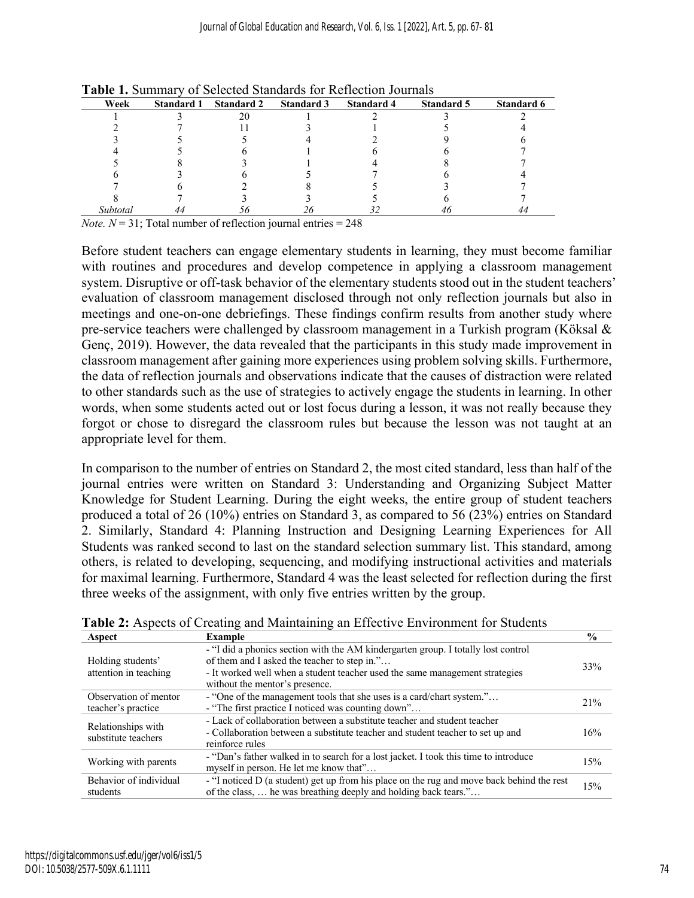**Table 1.** Summary of Selected Standards for Reflection Journals

| Week | Standard 1 | Standard 2 | Standard 3 | Standard 4 | Standard 5 | Standard 6 |
|---|---|---|---|---|---|---|
| 1 | 3 | 20 | 1 | 2 | 3 | 2 |
| 2 | 7 | 11 | 3 | 1 | 5 | 4 |
| 3 | 5 | 5 | 4 | 2 | 9 | 6 |
| 4 | 5 | 6 | 1 | 6 | 6 | 7 |
| 5 | 8 | 3 | 1 | 4 | 8 | 7 |
| 6 | 3 | 6 | 5 | 7 | 6 | 4 |
| 7 | 6 | 2 | 8 | 5 | 3 | 7 |
| 8 | 7 | 3 | 3 | 5 | 6 | 7 |
| *Subtotal* | *44* | *56* | *26* | *32* | *46* | *44* |

*Note.* $N = 31$; Total number of reflection journal entries = 248

Before student teachers can engage elementary students in learning, they must become familiar with routines and procedures and develop competence in applying a classroom management system. Disruptive or off-task behavior of the elementary students stood out in the student teachers' evaluation of classroom management disclosed through not only reflection journals but also in meetings and one-on-one debriefings. These findings confirm results from another study where pre-service teachers were challenged by classroom management in a Turkish program (Köksal & Genç, 2019). However, the data revealed that the participants in this study made improvement in classroom management after gaining more experiences using problem solving skills. Furthermore, the data of reflection journals and observations indicate that the causes of distraction were related to other standards such as the use of strategies to actively engage the students in learning. In other words, when some students acted out or lost focus during a lesson, it was not really because they forgot or chose to disregard the classroom rules but because the lesson was not taught at an appropriate level for them.

In comparison to the number of entries on Standard 2, the most cited standard, less than half of the journal entries were written on Standard 3: Understanding and Organizing Subject Matter Knowledge for Student Learning. During the eight weeks, the entire group of student teachers produced a total of 26 (10%) entries on Standard 3, as compared to 56 (23%) entries on Standard 2. Similarly, Standard 4: Planning Instruction and Designing Learning Experiences for All Students was ranked second to last on the standard selection summary list. This standard, among others, is related to developing, sequencing, and modifying instructional activities and materials for maximal learning. Furthermore, Standard 4 was the least selected for reflection during the first three weeks of the assignment, with only five entries written by the group.

**Table 2:** Aspects of Creating and Maintaining an Effective Environment for Students

| Aspect | Example | % |
|---|---|---|
| Holding students' attention in teaching | - "I did a phonics section with the AM kindergarten group. I totally lost control of them and I asked the teacher to step in."… <br> - It worked well when a student teacher used the same management strategies without the mentor's presence. | 33% |
| Observation of mentor teacher's practice | - "One of the management tools that she uses is a card/chart system."… <br> - "The first practice I noticed was counting down"… | 21% |
| Relationships with substitute teachers | - Lack of collaboration between a substitute teacher and student teacher <br> - Collaboration between a substitute teacher and student teacher to set up and reinforce rules | 16% |
| Working with parents | - "Dan's father walked in to search for a lost jacket. I took this time to introduce myself in person. He let me know that"… | 15% |
| Behavior of individual students | - "I noticed D (a student) get up from his place on the rug and move back behind the rest of the class, … he was breathing deeply and holding back tears."… | 15% |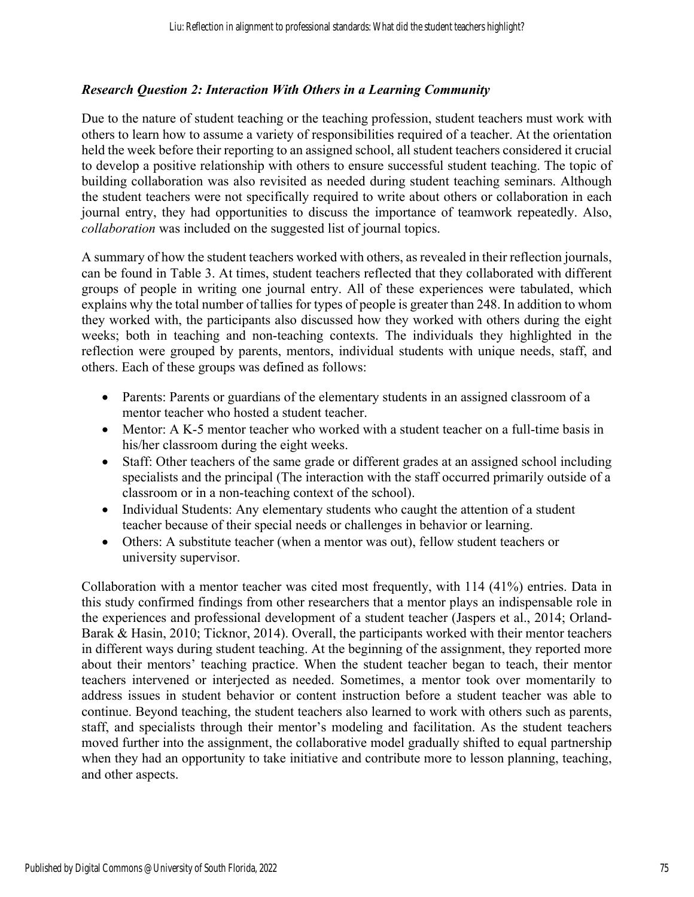### *Research Question 2: Interaction With Others in a Learning Community*

Due to the nature of student teaching or the teaching profession, student teachers must work with others to learn how to assume a variety of responsibilities required of a teacher. At the orientation held the week before their reporting to an assigned school, all student teachers considered it crucial to develop a positive relationship with others to ensure successful student teaching. The topic of building collaboration was also revisited as needed during student teaching seminars. Although the student teachers were not specifically required to write about others or collaboration in each journal entry, they had opportunities to discuss the importance of teamwork repeatedly. Also, *collaboration* was included on the suggested list of journal topics.

A summary of how the student teachers worked with others, as revealed in their reflection journals, can be found in Table 3. At times, student teachers reflected that they collaborated with different groups of people in writing one journal entry. All of these experiences were tabulated, which explains why the total number of tallies for types of people is greater than 248. In addition to whom they worked with, the participants also discussed how they worked with others during the eight weeks; both in teaching and non-teaching contexts. The individuals they highlighted in the reflection were grouped by parents, mentors, individual students with unique needs, staff, and others. Each of these groups was defined as follows:

- Parents: Parents or guardians of the elementary students in an assigned classroom of a mentor teacher who hosted a student teacher.
- Mentor: A K-5 mentor teacher who worked with a student teacher on a full-time basis in his/her classroom during the eight weeks.
- Staff: Other teachers of the same grade or different grades at an assigned school including specialists and the principal (The interaction with the staff occurred primarily outside of a classroom or in a non-teaching context of the school).
- Individual Students: Any elementary students who caught the attention of a student teacher because of their special needs or challenges in behavior or learning.
- Others: A substitute teacher (when a mentor was out), fellow student teachers or university supervisor.

Collaboration with a mentor teacher was cited most frequently, with 114 (41%) entries. Data in this study confirmed findings from other researchers that a mentor plays an indispensable role in the experiences and professional development of a student teacher (Jaspers et al., 2014; Orland-Barak & Hasin, 2010; Ticknor, 2014). Overall, the participants worked with their mentor teachers in different ways during student teaching. At the beginning of the assignment, they reported more about their mentors' teaching practice. When the student teacher began to teach, their mentor teachers intervened or interjected as needed. Sometimes, a mentor took over momentarily to address issues in student behavior or content instruction before a student teacher was able to continue. Beyond teaching, the student teachers also learned to work with others such as parents, staff, and specialists through their mentor's modeling and facilitation. As the student teachers moved further into the assignment, the collaborative model gradually shifted to equal partnership when they had an opportunity to take initiative and contribute more to lesson planning, teaching, and other aspects.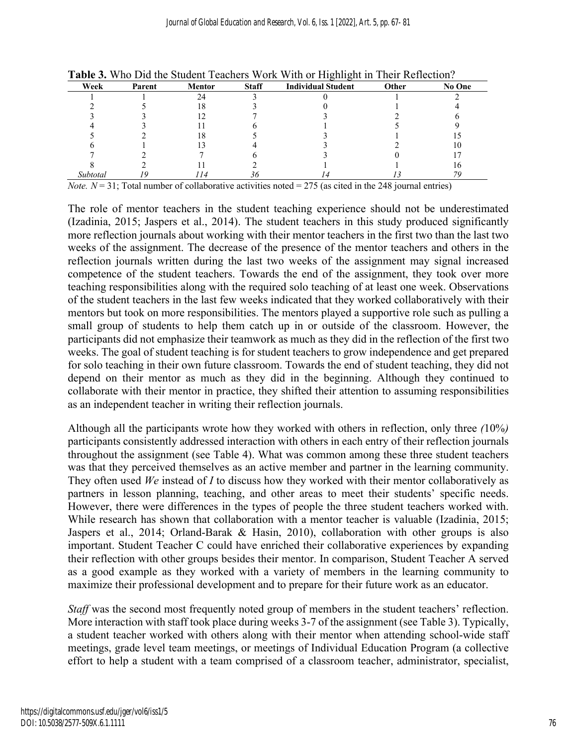**Table 3.** Who Did the Student Teachers Work With or Highlight in Their Reflection?

| Week | Parent | Mentor | Staff | Individual Student | Other | No One |
|---|---|---|---|---|---|---|
| 1 | 1 | 24 | 3 | 0 | 1 | 2 |
| 2 | 5 | 18 | 3 | 0 | 1 | 4 |
| 3 | 3 | 12 | 7 | 3 | 2 | 6 |
| 4 | 3 | 11 | 6 | 1 | 5 | 9 |
| 5 | 2 | 18 | 5 | 3 | 1 | 15 |
| 6 | 1 | 13 | 4 | 3 | 2 | 10 |
| 7 | 2 | 7 | 6 | 3 | 0 | 17 |
| 8 | 2 | 11 | 2 | 1 | 1 | 16 |
| *Subtotal* | *19* | *114* | *36* | *14* | *13* | *79* |

*Note.* $N = 31$; Total number of collaborative activities noted = 275 (as cited in the 248 journal entries)

The role of mentor teachers in the student teaching experience should not be underestimated (Izadinia, 2015; Jaspers et al., 2014). The student teachers in this study produced significantly more reflection journals about working with their mentor teachers in the first two than the last two weeks of the assignment. The decrease of the presence of the mentor teachers and others in the reflection journals written during the last two weeks of the assignment may signal increased competence of the student teachers. Towards the end of the assignment, they took over more teaching responsibilities along with the required solo teaching of at least one week. Observations of the student teachers in the last few weeks indicated that they worked collaboratively with their mentors but took on more responsibilities. The mentors played a supportive role such as pulling a small group of students to help them catch up in or outside of the classroom. However, the participants did not emphasize their teamwork as much as they did in the reflection of the first two weeks. The goal of student teaching is for student teachers to grow independence and get prepared for solo teaching in their own future classroom. Towards the end of student teaching, they did not depend on their mentor as much as they did in the beginning. Although they continued to collaborate with their mentor in practice, they shifted their attention to assuming responsibilities as an independent teacher in writing their reflection journals.

Although all the participants wrote how they worked with others in reflection, only three *(*10%*)* participants consistently addressed interaction with others in each entry of their reflection journals throughout the assignment (see Table 4). What was common among these three student teachers was that they perceived themselves as an active member and partner in the learning community. They often used *We* instead of *I* to discuss how they worked with their mentor collaboratively as partners in lesson planning, teaching, and other areas to meet their students' specific needs. However, there were differences in the types of people the three student teachers worked with. While research has shown that collaboration with a mentor teacher is valuable (Izadinia, 2015; Jaspers et al., 2014; Orland-Barak & Hasin, 2010), collaboration with other groups is also important. Student Teacher C could have enriched their collaborative experiences by expanding their reflection with other groups besides their mentor. In comparison, Student Teacher A served as a good example as they worked with a variety of members in the learning community to maximize their professional development and to prepare for their future work as an educator.

*Staff* was the second most frequently noted group of members in the student teachers' reflection. More interaction with staff took place during weeks 3-7 of the assignment (see Table 3). Typically, a student teacher worked with others along with their mentor when attending school-wide staff meetings, grade level team meetings, or meetings of Individual Education Program (a collective effort to help a student with a team comprised of a classroom teacher, administrator, specialist,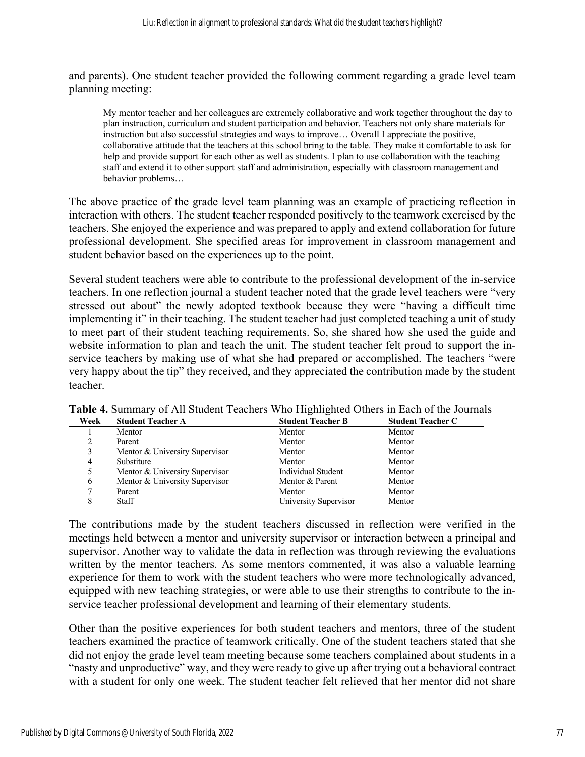and parents). One student teacher provided the following comment regarding a grade level team planning meeting:

> My mentor teacher and her colleagues are extremely collaborative and work together throughout the day to plan instruction, curriculum and student participation and behavior. Teachers not only share materials for instruction but also successful strategies and ways to improve… Overall I appreciate the positive, collaborative attitude that the teachers at this school bring to the table. They make it comfortable to ask for help and provide support for each other as well as students. I plan to use collaboration with the teaching staff and extend it to other support staff and administration, especially with classroom management and behavior problems…

The above practice of the grade level team planning was an example of practicing reflection in interaction with others. The student teacher responded positively to the teamwork exercised by the teachers. She enjoyed the experience and was prepared to apply and extend collaboration for future professional development. She specified areas for improvement in classroom management and student behavior based on the experiences up to the point.

Several student teachers were able to contribute to the professional development of the in-service teachers. In one reflection journal a student teacher noted that the grade level teachers were "very stressed out about" the newly adopted textbook because they were "having a difficult time implementing it" in their teaching. The student teacher had just completed teaching a unit of study to meet part of their student teaching requirements. So, she shared how she used the guide and website information to plan and teach the unit. The student teacher felt proud to support the in-service teachers by making use of what she had prepared or accomplished. The teachers "were very happy about the tip" they received, and they appreciated the contribution made by the student teacher.

**Table 4.** Summary of All Student Teachers Who Highlighted Others in Each of the Journals

| Week | Student Teacher A | Student Teacher B | Student Teacher C |
|---|---|---|---|
| 1 | Mentor | Mentor | Mentor |
| 2 | Parent | Mentor | Mentor |
| 3 | Mentor & University Supervisor | Mentor | Mentor |
| 4 | Substitute | Mentor | Mentor |
| 5 | Mentor & University Supervisor | Individual Student | Mentor |
| 6 | Mentor & University Supervisor | Mentor & Parent | Mentor |
| 7 | Parent | Mentor | Mentor |
| 8 | Staff | University Supervisor | Mentor |

The contributions made by the student teachers discussed in reflection were verified in the meetings held between a mentor and university supervisor or interaction between a principal and supervisor. Another way to validate the data in reflection was through reviewing the evaluations written by the mentor teachers. As some mentors commented, it was also a valuable learning experience for them to work with the student teachers who were more technologically advanced, equipped with new teaching strategies, or were able to use their strengths to contribute to the in-service teacher professional development and learning of their elementary students.

Other than the positive experiences for both student teachers and mentors, three of the student teachers examined the practice of teamwork critically. One of the student teachers stated that she did not enjoy the grade level team meeting because some teachers complained about students in a "nasty and unproductive" way, and they were ready to give up after trying out a behavioral contract with a student for only one week. The student teacher felt relieved that her mentor did not share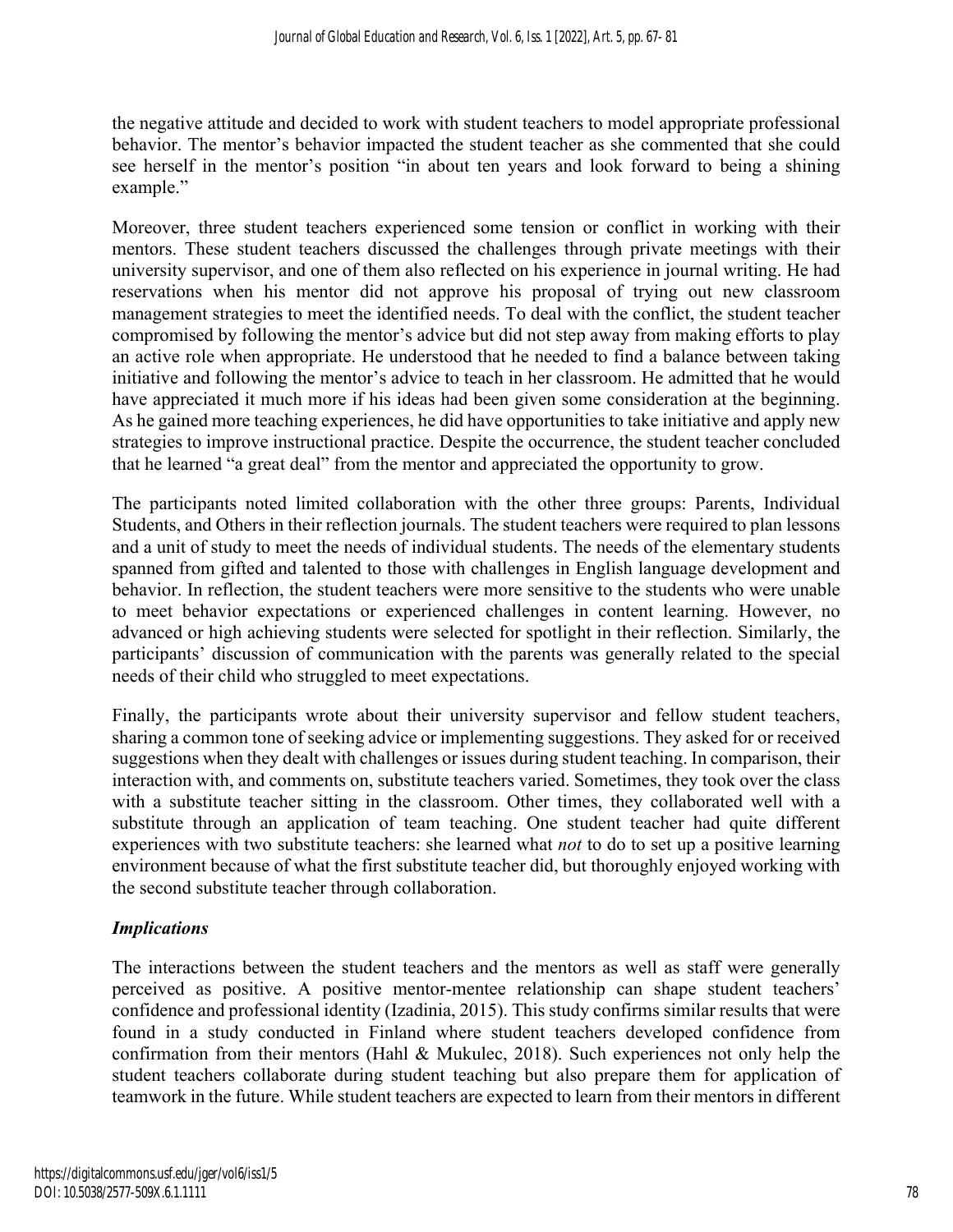the negative attitude and decided to work with student teachers to model appropriate professional behavior. The mentor's behavior impacted the student teacher as she commented that she could see herself in the mentor's position "in about ten years and look forward to being a shining example."

Moreover, three student teachers experienced some tension or conflict in working with their mentors. These student teachers discussed the challenges through private meetings with their university supervisor, and one of them also reflected on his experience in journal writing. He had reservations when his mentor did not approve his proposal of trying out new classroom management strategies to meet the identified needs. To deal with the conflict, the student teacher compromised by following the mentor's advice but did not step away from making efforts to play an active role when appropriate. He understood that he needed to find a balance between taking initiative and following the mentor's advice to teach in her classroom. He admitted that he would have appreciated it much more if his ideas had been given some consideration at the beginning. As he gained more teaching experiences, he did have opportunities to take initiative and apply new strategies to improve instructional practice. Despite the occurrence, the student teacher concluded that he learned "a great deal" from the mentor and appreciated the opportunity to grow.

The participants noted limited collaboration with the other three groups: Parents, Individual Students, and Others in their reflection journals. The student teachers were required to plan lessons and a unit of study to meet the needs of individual students. The needs of the elementary students spanned from gifted and talented to those with challenges in English language development and behavior. In reflection, the student teachers were more sensitive to the students who were unable to meet behavior expectations or experienced challenges in content learning. However, no advanced or high achieving students were selected for spotlight in their reflection. Similarly, the participants' discussion of communication with the parents was generally related to the special needs of their child who struggled to meet expectations.

Finally, the participants wrote about their university supervisor and fellow student teachers, sharing a common tone of seeking advice or implementing suggestions. They asked for or received suggestions when they dealt with challenges or issues during student teaching. In comparison, their interaction with, and comments on, substitute teachers varied. Sometimes, they took over the class with a substitute teacher sitting in the classroom. Other times, they collaborated well with a substitute through an application of team teaching. One student teacher had quite different experiences with two substitute teachers: she learned what *not* to do to set up a positive learning environment because of what the first substitute teacher did, but thoroughly enjoyed working with the second substitute teacher through collaboration.

### *Implications*

The interactions between the student teachers and the mentors as well as staff were generally perceived as positive. A positive mentor-mentee relationship can shape student teachers' confidence and professional identity (Izadinia, 2015). This study confirms similar results that were found in a study conducted in Finland where student teachers developed confidence from confirmation from their mentors (Hahl & Mukulec, 2018). Such experiences not only help the student teachers collaborate during student teaching but also prepare them for application of teamwork in the future. While student teachers are expected to learn from their mentors in different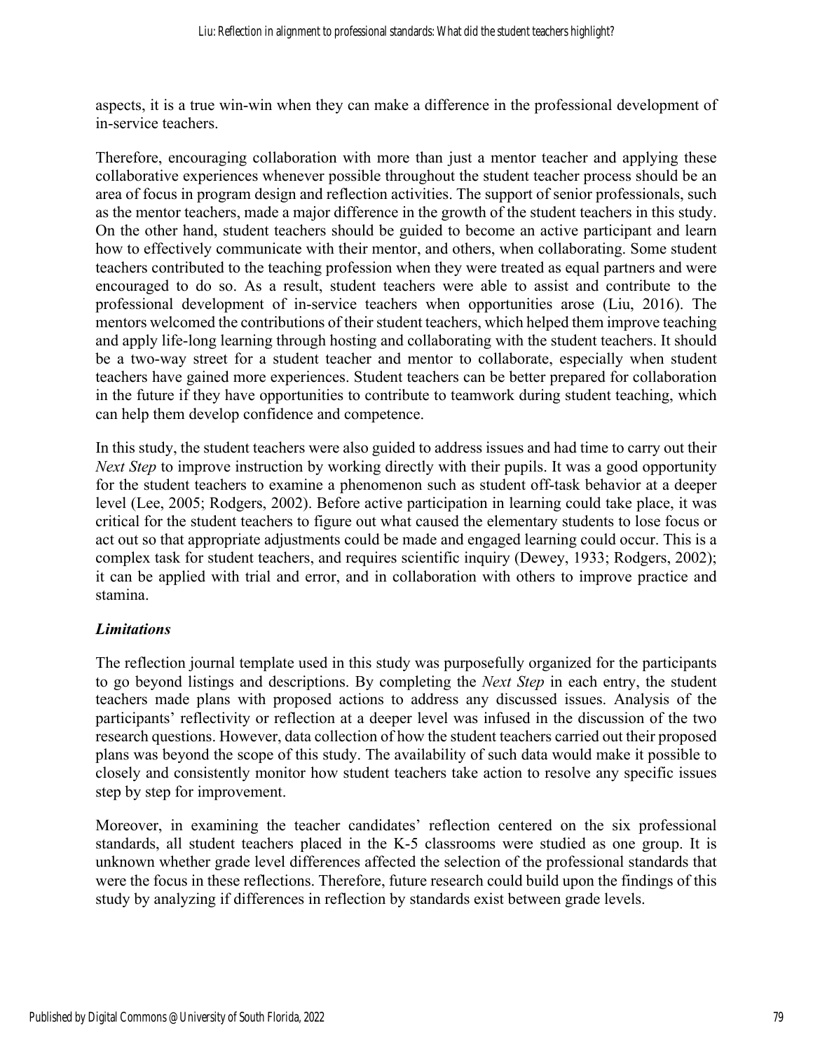aspects, it is a true win-win when they can make a difference in the professional development of in-service teachers.

Therefore, encouraging collaboration with more than just a mentor teacher and applying these collaborative experiences whenever possible throughout the student teacher process should be an area of focus in program design and reflection activities. The support of senior professionals, such as the mentor teachers, made a major difference in the growth of the student teachers in this study. On the other hand, student teachers should be guided to become an active participant and learn how to effectively communicate with their mentor, and others, when collaborating. Some student teachers contributed to the teaching profession when they were treated as equal partners and were encouraged to do so. As a result, student teachers were able to assist and contribute to the professional development of in-service teachers when opportunities arose (Liu, 2016). The mentors welcomed the contributions of their student teachers, which helped them improve teaching and apply life-long learning through hosting and collaborating with the student teachers. It should be a two-way street for a student teacher and mentor to collaborate, especially when student teachers have gained more experiences. Student teachers can be better prepared for collaboration in the future if they have opportunities to contribute to teamwork during student teaching, which can help them develop confidence and competence.

In this study, the student teachers were also guided to address issues and had time to carry out their *Next Step* to improve instruction by working directly with their pupils. It was a good opportunity for the student teachers to examine a phenomenon such as student off-task behavior at a deeper level (Lee, 2005; Rodgers, 2002). Before active participation in learning could take place, it was critical for the student teachers to figure out what caused the elementary students to lose focus or act out so that appropriate adjustments could be made and engaged learning could occur. This is a complex task for student teachers, and requires scientific inquiry (Dewey, 1933; Rodgers, 2002); it can be applied with trial and error, and in collaboration with others to improve practice and stamina.

### *Limitations*

The reflection journal template used in this study was purposefully organized for the participants to go beyond listings and descriptions. By completing the *Next Step* in each entry, the student teachers made plans with proposed actions to address any discussed issues. Analysis of the participants' reflectivity or reflection at a deeper level was infused in the discussion of the two research questions. However, data collection of how the student teachers carried out their proposed plans was beyond the scope of this study. The availability of such data would make it possible to closely and consistently monitor how student teachers take action to resolve any specific issues step by step for improvement.

Moreover, in examining the teacher candidates' reflection centered on the six professional standards, all student teachers placed in the K-5 classrooms were studied as one group. It is unknown whether grade level differences affected the selection of the professional standards that were the focus in these reflections. Therefore, future research could build upon the findings of this study by analyzing if differences in reflection by standards exist between grade levels.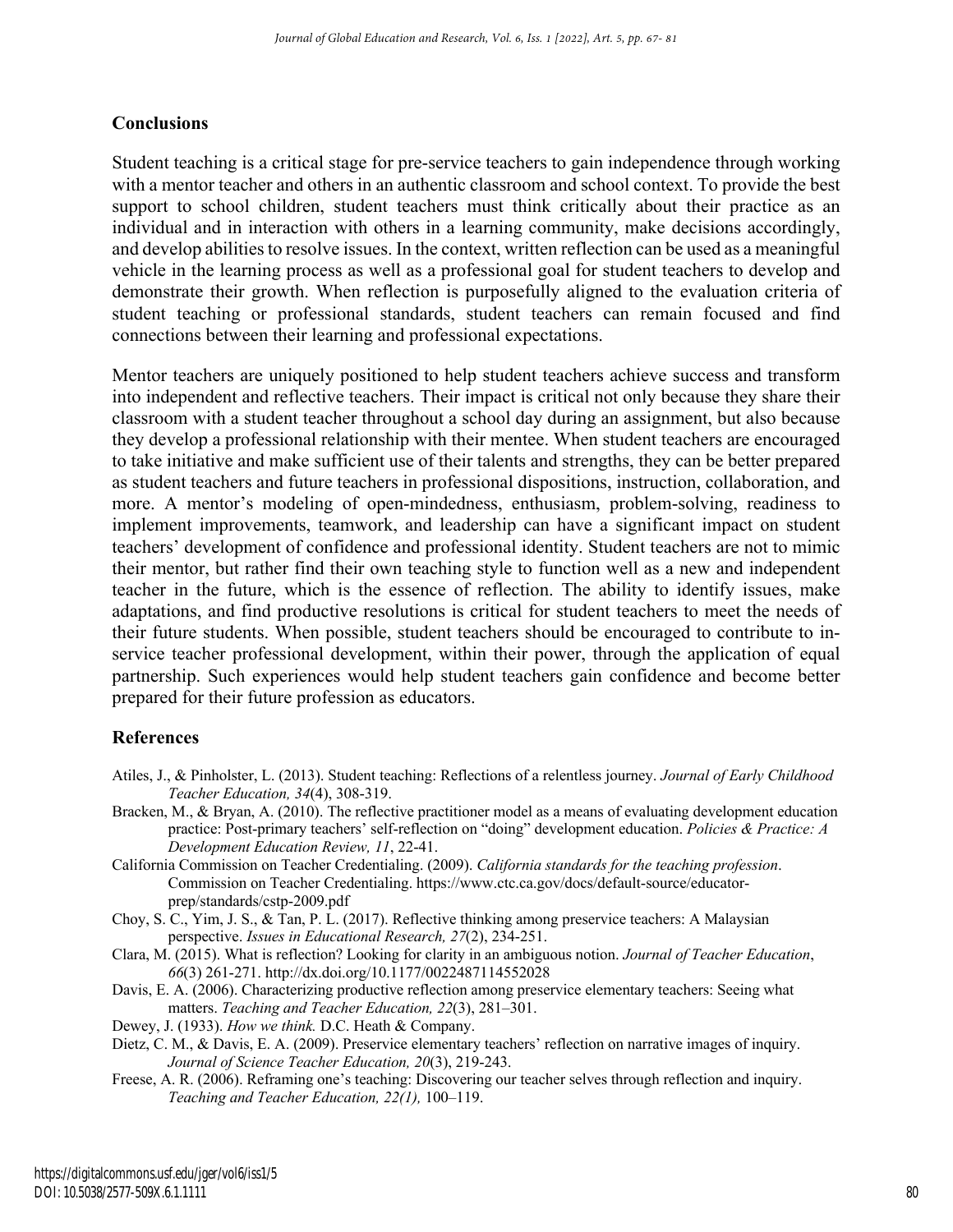## Conclusions

Student teaching is a critical stage for pre-service teachers to gain independence through working with a mentor teacher and others in an authentic classroom and school context. To provide the best support to school children, student teachers must think critically about their practice as an individual and in interaction with others in a learning community, make decisions accordingly, and develop abilities to resolve issues. In the context, written reflection can be used as a meaningful vehicle in the learning process as well as a professional goal for student teachers to develop and demonstrate their growth. When reflection is purposefully aligned to the evaluation criteria of student teaching or professional standards, student teachers can remain focused and find connections between their learning and professional expectations.

Mentor teachers are uniquely positioned to help student teachers achieve success and transform into independent and reflective teachers. Their impact is critical not only because they share their classroom with a student teacher throughout a school day during an assignment, but also because they develop a professional relationship with their mentee. When student teachers are encouraged to take initiative and make sufficient use of their talents and strengths, they can be better prepared as student teachers and future teachers in professional dispositions, instruction, collaboration, and more. A mentor's modeling of open-mindedness, enthusiasm, problem-solving, readiness to implement improvements, teamwork, and leadership can have a significant impact on student teachers' development of confidence and professional identity. Student teachers are not to mimic their mentor, but rather find their own teaching style to function well as a new and independent teacher in the future, which is the essence of reflection. The ability to identify issues, make adaptations, and find productive resolutions is critical for student teachers to meet the needs of their future students. When possible, student teachers should be encouraged to contribute to in-service teacher professional development, within their power, through the application of equal partnership. Such experiences would help student teachers gain confidence and become better prepared for their future profession as educators.

## References

Atiles, J., & Pinholster, L. (2013). Student teaching: Reflections of a relentless journey. *Journal of Early Childhood Teacher Education, 34*(4), 308-319.

Bracken, M., & Bryan, A. (2010). The reflective practitioner model as a means of evaluating development education practice: Post-primary teachers' self-reflection on "doing" development education. *Policies & Practice: A Development Education Review, 11*, 22-41.

California Commission on Teacher Credentialing. (2009). *California standards for the teaching profession*. Commission on Teacher Credentialing. https://www.ctc.ca.gov/docs/default-source/educator-prep/standards/cstp-2009.pdf

Choy, S. C., Yim, J. S., & Tan, P. L. (2017). Reflective thinking among preservice teachers: A Malaysian perspective. *Issues in Educational Research, 27*(2), 234-251.

Clara, M. (2015). What is reflection? Looking for clarity in an ambiguous notion. *Journal of Teacher Education*, *66*(3) 261-271. http://dx.doi.org/10.1177/0022487114552028

Davis, E. A. (2006). Characterizing productive reflection among preservice elementary teachers: Seeing what matters. *Teaching and Teacher Education, 22*(3), 281–301.

Dewey, J. (1933). *How we think.* D.C. Heath & Company.

Dietz, C. M., & Davis, E. A. (2009). Preservice elementary teachers' reflection on narrative images of inquiry. *Journal of Science Teacher Education, 20*(3), 219-243.

Freese, A. R. (2006). Reframing one's teaching: Discovering our teacher selves through reflection and inquiry. *Teaching and Teacher Education, 22(1),* 100–119.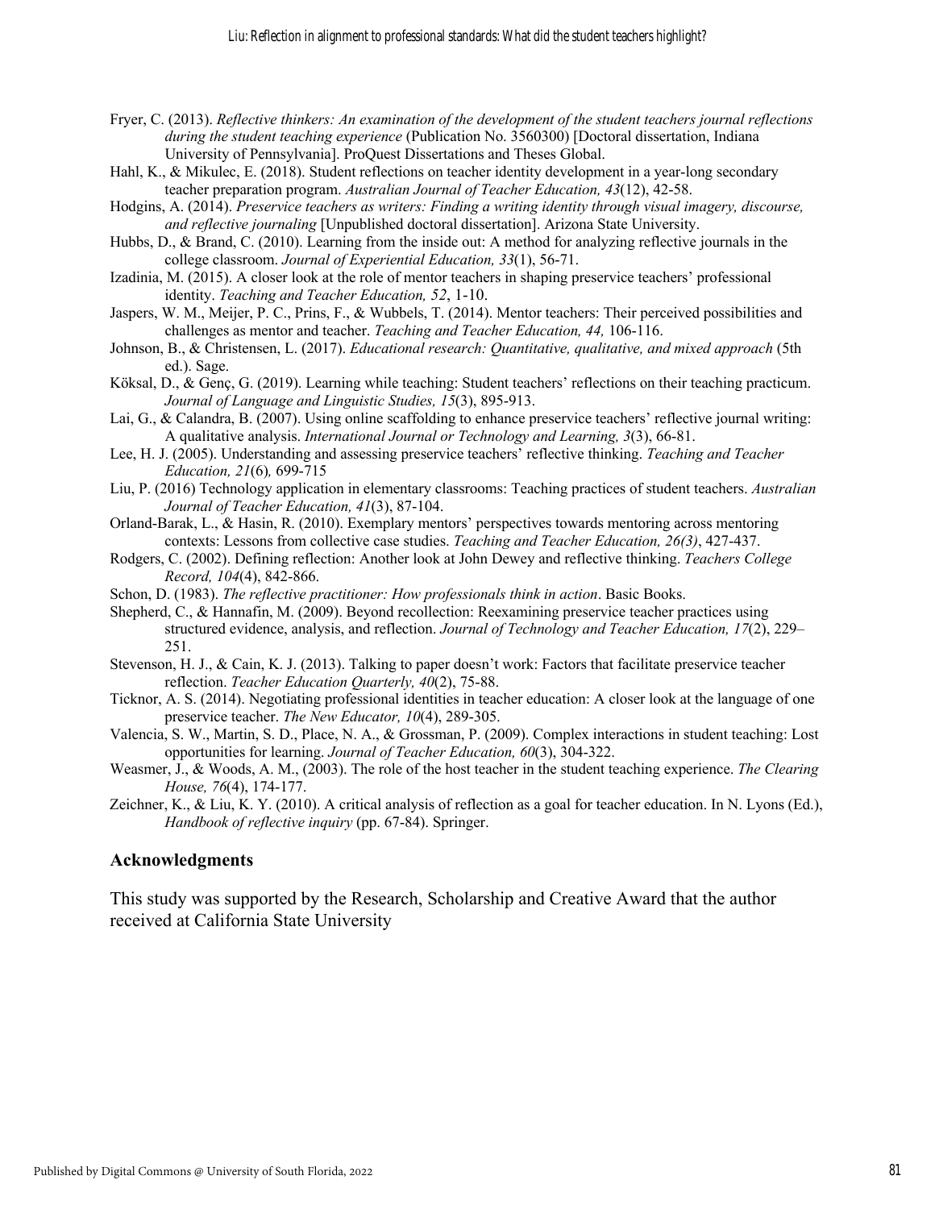Fryer, C. (2013). *Reflective thinkers: An examination of the development of the student teachers journal reflections during the student teaching experience* (Publication No. 3560300) [Doctoral dissertation, Indiana University of Pennsylvania]. ProQuest Dissertations and Theses Global.

Hahl, K., & Mikulec, E. (2018). Student reflections on teacher identity development in a year-long secondary teacher preparation program. *Australian Journal of Teacher Education, 43*(12), 42-58.

Hodgins, A. (2014). *Preservice teachers as writers: Finding a writing identity through visual imagery, discourse, and reflective journaling* [Unpublished doctoral dissertation]. Arizona State University.

Hubbs, D., & Brand, C. (2010). Learning from the inside out: A method for analyzing reflective journals in the college classroom. *Journal of Experiential Education, 33*(1), 56-71.

Izadinia, M. (2015). A closer look at the role of mentor teachers in shaping preservice teachers' professional identity. *Teaching and Teacher Education, 52*, 1-10.

Jaspers, W. M., Meijer, P. C., Prins, F., & Wubbels, T. (2014). Mentor teachers: Their perceived possibilities and challenges as mentor and teacher. *Teaching and Teacher Education, 44,* 106-116.

Johnson, B., & Christensen, L. (2017). *Educational research: Quantitative, qualitative, and mixed approach* (5th ed.). Sage.

Köksal, D., & Genç, G. (2019). Learning while teaching: Student teachers' reflections on their teaching practicum. *Journal of Language and Linguistic Studies, 15*(3), 895-913.

Lai, G., & Calandra, B. (2007). Using online scaffolding to enhance preservice teachers' reflective journal writing: A qualitative analysis. *International Journal or Technology and Learning, 3*(3), 66-81.

Lee, H. J. (2005). Understanding and assessing preservice teachers' reflective thinking. *Teaching and Teacher Education, 21*(6)*,* 699-715

Liu, P. (2016) Technology application in elementary classrooms: Teaching practices of student teachers. *Australian Journal of Teacher Education, 41*(3), 87-104.

Orland-Barak, L., & Hasin, R. (2010). Exemplary mentors' perspectives towards mentoring across mentoring contexts: Lessons from collective case studies. *Teaching and Teacher Education, 26(3)*, 427-437.

Rodgers, C. (2002). Defining reflection: Another look at John Dewey and reflective thinking. *Teachers College Record, 104*(4), 842-866.

Schon, D. (1983). *The reflective practitioner: How professionals think in action*. Basic Books.

Shepherd, C., & Hannafin, M. (2009). Beyond recollection: Reexamining preservice teacher practices using structured evidence, analysis, and reflection. *Journal of Technology and Teacher Education, 17*(2), 229–251.

Stevenson, H. J., & Cain, K. J. (2013). Talking to paper doesn't work: Factors that facilitate preservice teacher reflection. *Teacher Education Quarterly, 40*(2), 75-88.

Ticknor, A. S. (2014). Negotiating professional identities in teacher education: A closer look at the language of one preservice teacher. *The New Educator, 10*(4), 289-305.

Valencia, S. W., Martin, S. D., Place, N. A., & Grossman, P. (2009). Complex interactions in student teaching: Lost opportunities for learning. *Journal of Teacher Education, 60*(3), 304-322.

Weasmer, J., & Woods, A. M., (2003). The role of the host teacher in the student teaching experience. *The Clearing House, 76*(4), 174-177.

Zeichner, K., & Liu, K. Y. (2010). A critical analysis of reflection as a goal for teacher education. In N. Lyons (Ed.), *Handbook of reflective inquiry* (pp. 67-84). Springer.

## Acknowledgments

This study was supported by the Research, Scholarship and Creative Award that the author received at California State University